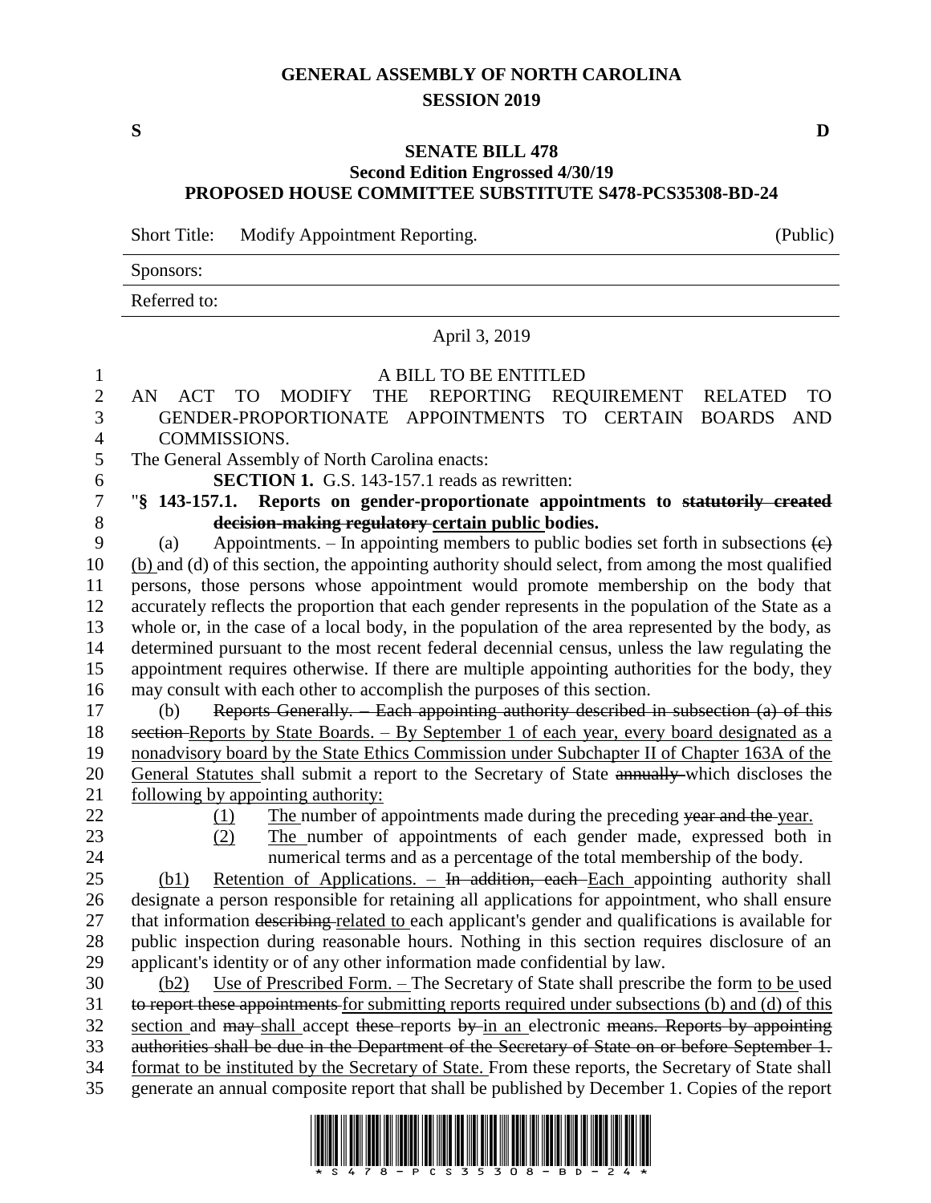# GENERAL ASSEMBLY OF NORTH CAROLINA
## SESSION 2019

**S** **D**

**SENATE BILL 478**
**Second Edition Engrossed 4/30/19**
**PROPOSED HOUSE COMMITTEE SUBSTITUTE S478-PCS35308-BD-24**

Short Title: Modify Appointment Reporting. (Public)

Sponsors:

Referred to:

April 3, 2019

A BILL TO BE ENTITLED

AN ACT TO MODIFY THE REPORTING REQUIREMENT RELATED TO GENDER-PROPORTIONATE APPOINTMENTS TO CERTAIN BOARDS AND COMMISSIONS.

The General Assembly of North Carolina enacts:

**SECTION 1.** G.S. 143-157.1 reads as rewritten:

"**§ 143-157.1. Reports on gender-proportionate appointments to ~~statutorily created decision-making regulatory~~ certain public bodies.**

(a) Appointments. – In appointing members to public bodies set forth in subsections ~~(c)~~ (b) and (d) of this section, the appointing authority should select, from among the most qualified persons, those persons whose appointment would promote membership on the body that accurately reflects the proportion that each gender represents in the population of the State as a whole or, in the case of a local body, in the population of the area represented by the body, as determined pursuant to the most recent federal decennial census, unless the law regulating the appointment requires otherwise. If there are multiple appointing authorities for the body, they may consult with each other to accomplish the purposes of this section.

(b) ~~Reports Generally. – Each appointing authority described in subsection (a) of this section~~ Reports by State Boards. – By September 1 of each year, every board designated as a nonadvisory board by the State Ethics Commission under Subchapter II of Chapter 163A of the General Statutes shall submit a report to the Secretary of State ~~annually~~ which discloses the following by appointing authority:

(1) The number of appointments made during the preceding ~~year and the~~ year.

(2) The number of appointments of each gender made, expressed both in numerical terms and as a percentage of the total membership of the body.

(b1) Retention of Applications. – ~~In addition, each~~ Each appointing authority shall designate a person responsible for retaining all applications for appointment, who shall ensure that information ~~describing~~ related to each applicant's gender and qualifications is available for public inspection during reasonable hours. Nothing in this section requires disclosure of an applicant's identity or of any other information made confidential by law.

(b2) Use of Prescribed Form. – The Secretary of State shall prescribe the form to be used ~~to report these appointments~~ for submitting reports required under subsections (b) and (d) of this section and ~~may~~ shall accept ~~these~~ reports ~~by~~ in an electronic ~~means. Reports by appointing authorities shall be due in the Department of the Secretary of State on or before September 1.~~ format to be instituted by the Secretary of State. From these reports, the Secretary of State shall generate an annual composite report that shall be published by December 1. Copies of the report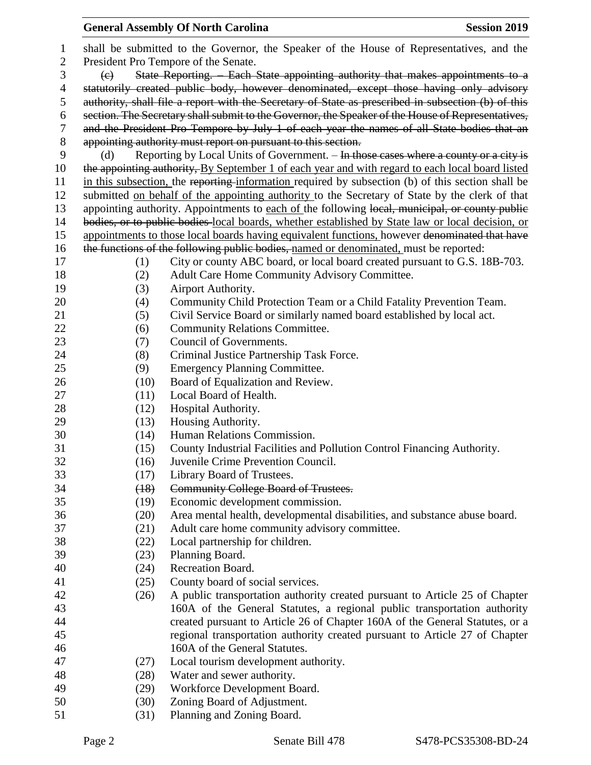shall be submitted to the Governor, the Speaker of the House of Representatives, and the President Pro Tempore of the Senate.

~~(c) State Reporting. – Each State appointing authority that makes appointments to a statutorily created public body, however denominated, except those having only advisory authority, shall file a report with the Secretary of State as prescribed in subsection (b) of this section. The Secretary shall submit to the Governor, the Speaker of the House of Representatives, and the President Pro Tempore by July 1 of each year the names of all State bodies that an appointing authority must report on pursuant to this section.~~

(d) Reporting by Local Units of Government. – ~~In those cases where a county or a city is the appointing authority,~~ By September 1 of each year and with regard to each local board listed in this subsection, the ~~reporting~~ information required by subsection (b) of this section shall be submitted on behalf of the appointing authority to the Secretary of State by the clerk of that appointing authority. Appointments to each of the following ~~local, municipal, or county public bodies, or to public bodies~~ local boards, whether established by State law or local decision, or appointments to those local boards having equivalent functions, however ~~denominated that have the functions of the following public bodies,~~ named or denominated, must be reported:

(1) City or county ABC board, or local board created pursuant to G.S. 18B-703.
(2) Adult Care Home Community Advisory Committee.
(3) Airport Authority.
(4) Community Child Protection Team or a Child Fatality Prevention Team.
(5) Civil Service Board or similarly named board established by local act.
(6) Community Relations Committee.
(7) Council of Governments.
(8) Criminal Justice Partnership Task Force.
(9) Emergency Planning Committee.
(10) Board of Equalization and Review.
(11) Local Board of Health.
(12) Hospital Authority.
(13) Housing Authority.
(14) Human Relations Commission.
(15) County Industrial Facilities and Pollution Control Financing Authority.
(16) Juvenile Crime Prevention Council.
(17) Library Board of Trustees.
~~(18) Community College Board of Trustees.~~
(19) Economic development commission.
(20) Area mental health, developmental disabilities, and substance abuse board.
(21) Adult care home community advisory committee.
(22) Local partnership for children.
(23) Planning Board.
(24) Recreation Board.
(25) County board of social services.
(26) A public transportation authority created pursuant to Article 25 of Chapter 160A of the General Statutes, a regional public transportation authority created pursuant to Article 26 of Chapter 160A of the General Statutes, or a regional transportation authority created pursuant to Article 27 of Chapter 160A of the General Statutes.
(27) Local tourism development authority.
(28) Water and sewer authority.
(29) Workforce Development Board.
(30) Zoning Board of Adjustment.
(31) Planning and Zoning Board.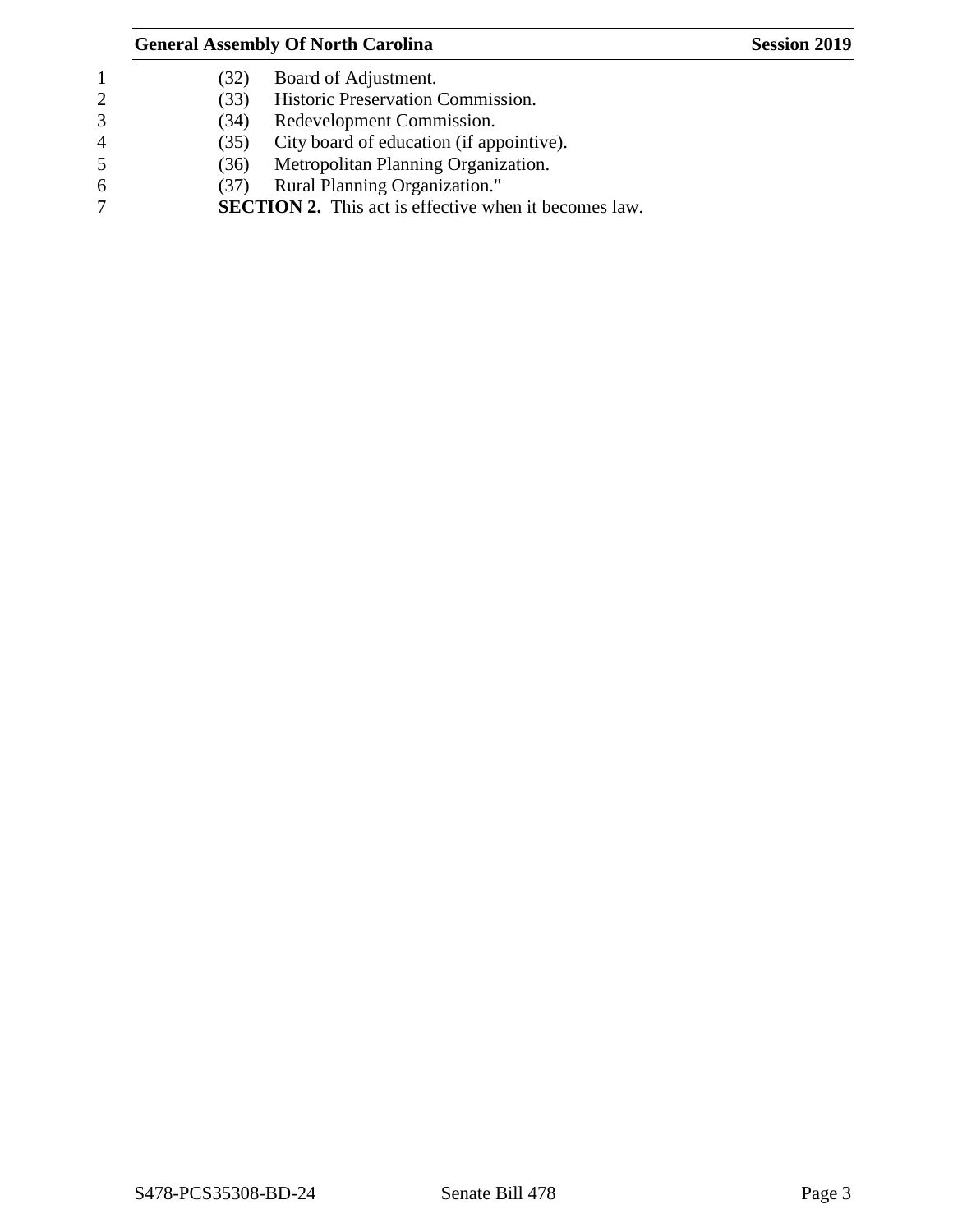(32) Board of Adjustment.
(33) Historic Preservation Commission.
(34) Redevelopment Commission.
(35) City board of education (if appointive).
(36) Metropolitan Planning Organization.
(37) Rural Planning Organization."

**SECTION 2.** This act is effective when it becomes law.